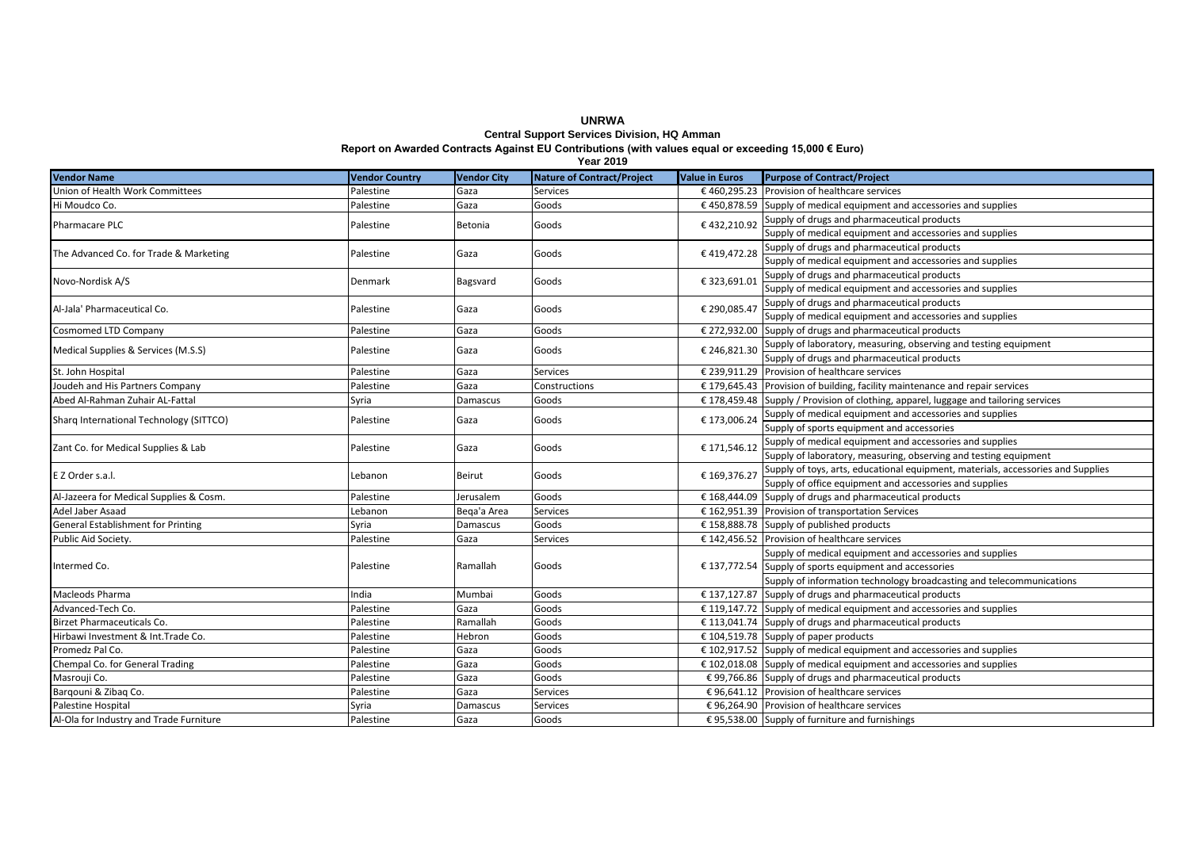# UNRWA

## Central Support Services Division, HQ Amman

### Report on Awarded Contracts Against EU Contributions (with values equal or exceeding 15,000 € Euro)

### Year 2019

| Vendor Name | Vendor Country | Vendor City | Nature of Contract/Project | Value in Euros | Purpose of Contract/Project |
|---|---|---|---|---|---|
| Union of Health Work Committees | Palestine | Gaza | Services | € 460,295.23 | Provision of healthcare services |
| Hi Moudco Co. | Palestine | Gaza | Goods | € 450,878.59 | Supply of medical equipment and accessories and supplies |
| Pharmacare PLC | Palestine | Betonia | Goods | € 432,210.92 | Supply of drugs and pharmaceutical products<br>Supply of medical equipment and accessories and supplies |
| The Advanced Co. for Trade & Marketing | Palestine | Gaza | Goods | € 419,472.28 | Supply of drugs and pharmaceutical products<br>Supply of medical equipment and accessories and supplies |
| Novo-Nordisk A/S | Denmark | Bagsvard | Goods | € 323,691.01 | Supply of drugs and pharmaceutical products<br>Supply of medical equipment and accessories and supplies |
| Al-Jala' Pharmaceutical Co. | Palestine | Gaza | Goods | € 290,085.47 | Supply of drugs and pharmaceutical products<br>Supply of medical equipment and accessories and supplies |
| Cosmomed LTD Company | Palestine | Gaza | Goods | € 272,932.00 | Supply of drugs and pharmaceutical products |
| Medical Supplies & Services (M.S.S) | Palestine | Gaza | Goods | € 246,821.30 | Supply of laboratory, measuring, observing and testing equipment<br>Supply of drugs and pharmaceutical products |
| St. John Hospital | Palestine | Gaza | Services | € 239,911.29 | Provision of healthcare services |
| Joudeh and His Partners Company | Palestine | Gaza | Constructions | € 179,645.43 | Provision of building, facility maintenance and repair services |
| Abed Al-Rahman Zuhair AL-Fattal | Syria | Damascus | Goods | € 178,459.48 | Supply / Provision of clothing, apparel, luggage and tailoring services |
| Sharq International Technology (SITTCO) | Palestine | Gaza | Goods | € 173,006.24 | Supply of medical equipment and accessories and supplies<br>Supply of sports equipment and accessories |
| Zant Co. for Medical Supplies & Lab | Palestine | Gaza | Goods | € 171,546.12 | Supply of medical equipment and accessories and supplies<br>Supply of laboratory, measuring, observing and testing equipment |
| E Z Order s.a.l. | Lebanon | Beirut | Goods | € 169,376.27 | Supply of toys, arts, educational equipment, materials, accessories and Supplies<br>Supply of office equipment and accessories and supplies |
| Al-Jazeera for Medical Supplies & Cosm. | Palestine | Jerusalem | Goods | € 168,444.09 | Supply of drugs and pharmaceutical products |
| Adel Jaber Asaad | Lebanon | Beqa'a Area | Services | € 162,951.39 | Provision of transportation Services |
| General Establishment for Printing | Syria | Damascus | Goods | € 158,888.78 | Supply of published products |
| Public Aid Society. | Palestine | Gaza | Services | € 142,456.52 | Provision of healthcare services |
| Intermed Co. | Palestine | Ramallah | Goods | € 137,772.54 | Supply of medical equipment and accessories and supplies<br>Supply of sports equipment and accessories<br>Supply of information technology broadcasting and telecommunications |
| Macleods Pharma | India | Mumbai | Goods | € 137,127.87 | Supply of drugs and pharmaceutical products |
| Advanced-Tech Co. | Palestine | Gaza | Goods | € 119,147.72 | Supply of medical equipment and accessories and supplies |
| Birzet Pharmaceuticals Co. | Palestine | Ramallah | Goods | € 113,041.74 | Supply of drugs and pharmaceutical products |
| Hirbawi Investment & Int.Trade Co. | Palestine | Hebron | Goods | € 104,519.78 | Supply of paper products |
| Promedz Pal Co. | Palestine | Gaza | Goods | € 102,917.52 | Supply of medical equipment and accessories and supplies |
| Chempal Co. for General Trading | Palestine | Gaza | Goods | € 102,018.08 | Supply of medical equipment and accessories and supplies |
| Masrouji Co. | Palestine | Gaza | Goods | € 99,766.86 | Supply of drugs and pharmaceutical products |
| Barqouni & Zibaq Co. | Palestine | Gaza | Services | € 96,641.12 | Provision of healthcare services |
| Palestine Hospital | Syria | Damascus | Services | € 96,264.90 | Provision of healthcare services |
| Al-Ola for Industry and Trade Furniture | Palestine | Gaza | Goods | € 95,538.00 | Supply of furniture and furnishings |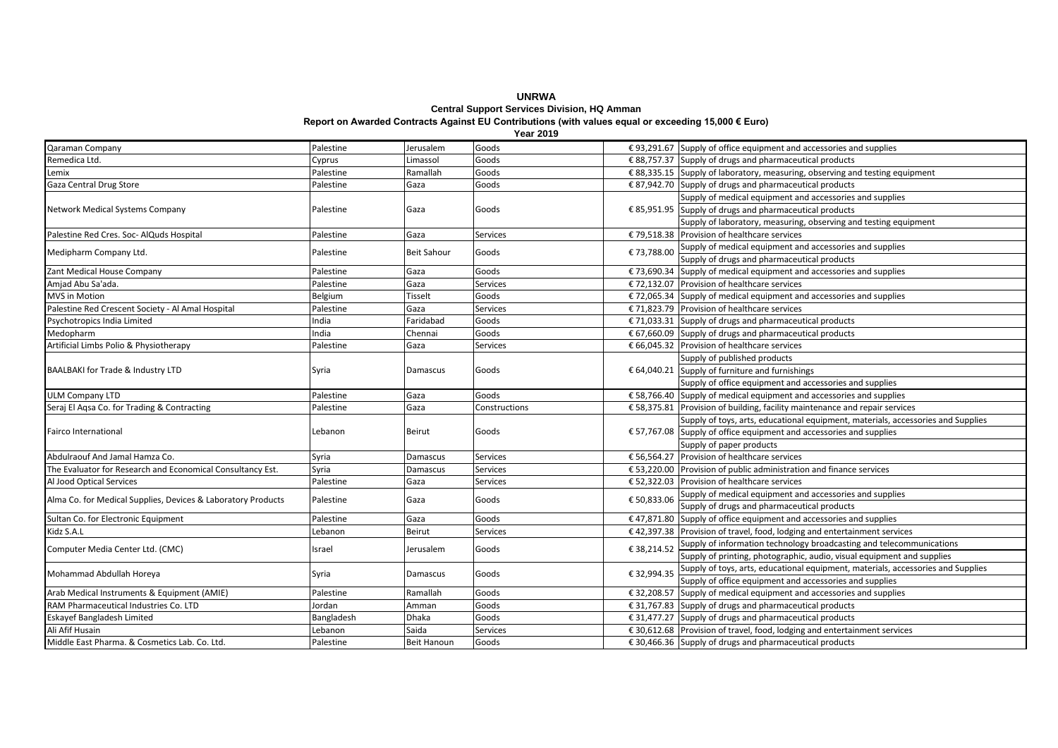**UNRWA**

**Central Support Services Division, HQ Amman**

**Report on Awarded Contracts Against EU Contributions (with values equal or exceeding 15,000 € Euro)**

**Year 2019**

| | | | | | |
|---|---|---|---|---|---|
| Qaraman Company | Palestine | Jerusalem | Goods | € 93,291.67 | Supply of office equipment and accessories and supplies |
| Remedica Ltd. | Cyprus | Limassol | Goods | € 88,757.37 | Supply of drugs and pharmaceutical products |
| Lemix | Palestine | Ramallah | Goods | € 88,335.15 | Supply of laboratory, measuring, observing and testing equipment |
| Gaza Central Drug Store | Palestine | Gaza | Goods | € 87,942.70 | Supply of drugs and pharmaceutical products |
| Network Medical Systems Company | Palestine | Gaza | Goods | € 85,951.95 | Supply of medical equipment and accessories and supplies |
| | | | | | Supply of drugs and pharmaceutical products |
| | | | | | Supply of laboratory, measuring, observing and testing equipment |
| Palestine Red Cres. Soc- AlQuds Hospital | Palestine | Gaza | Services | € 79,518.38 | Provision of healthcare services |
| Medipharm Company Ltd. | Palestine | Beit Sahour | Goods | € 73,788.00 | Supply of medical equipment and accessories and supplies |
| | | | | | Supply of drugs and pharmaceutical products |
| Zant Medical House Company | Palestine | Gaza | Goods | € 73,690.34 | Supply of medical equipment and accessories and supplies |
| Amjad Abu Sa'ada. | Palestine | Gaza | Services | € 72,132.07 | Provision of healthcare services |
| MVS in Motion | Belgium | Tisselt | Goods | € 72,065.34 | Supply of medical equipment and accessories and supplies |
| Palestine Red Crescent Society - Al Amal Hospital | Palestine | Gaza | Services | € 71,823.79 | Provision of healthcare services |
| Psychotropics India Limited | India | Faridabad | Goods | € 71,033.31 | Supply of drugs and pharmaceutical products |
| Medopharm | India | Chennai | Goods | € 67,660.09 | Supply of drugs and pharmaceutical products |
| Artificial Limbs Polio & Physiotherapy | Palestine | Gaza | Services | € 66,045.32 | Provision of healthcare services |
| BAALBAKI for Trade & Industry LTD | Syria | Damascus | Goods | € 64,040.21 | Supply of published products |
| | | | | | Supply of furniture and furnishings |
| | | | | | Supply of office equipment and accessories and supplies |
| ULM Company LTD | Palestine | Gaza | Goods | € 58,766.40 | Supply of medical equipment and accessories and supplies |
| Seraj El Aqsa Co. for Trading & Contracting | Palestine | Gaza | Constructions | € 58,375.81 | Provision of building, facility maintenance and repair services |
| Fairco International | Lebanon | Beirut | Goods | € 57,767.08 | Supply of toys, arts, educational equipment, materials, accessories and Supplies |
| | | | | | Supply of office equipment and accessories and supplies |
| | | | | | Supply of paper products |
| Abdulraouf And Jamal Hamza Co. | Syria | Damascus | Services | € 56,564.27 | Provision of healthcare services |
| The Evaluator for Research and Economical Consultancy Est. | Syria | Damascus | Services | € 53,220.00 | Provision of public administration and finance services |
| Al Jood Optical Services | Palestine | Gaza | Services | € 52,322.03 | Provision of healthcare services |
| Alma Co. for Medical Supplies, Devices & Laboratory Products | Palestine | Gaza | Goods | € 50,833.06 | Supply of medical equipment and accessories and supplies |
| | | | | | Supply of drugs and pharmaceutical products |
| Sultan Co. for Electronic Equipment | Palestine | Gaza | Goods | € 47,871.80 | Supply of office equipment and accessories and supplies |
| Kidz S.A.L | Lebanon | Beirut | Services | € 42,397.38 | Provision of travel, food, lodging and entertainment services |
| Computer Media Center Ltd. (CMC) | Israel | Jerusalem | Goods | € 38,214.52 | Supply of information technology broadcasting and telecommunications |
| | | | | | Supply of printing, photographic, audio, visual equipment and supplies |
| Mohammad Abdullah Horeya | Syria | Damascus | Goods | € 32,994.35 | Supply of toys, arts, educational equipment, materials, accessories and Supplies |
| | | | | | Supply of office equipment and accessories and supplies |
| Arab Medical Instruments & Equipment (AMIE) | Palestine | Ramallah | Goods | € 32,208.57 | Supply of medical equipment and accessories and supplies |
| RAM Pharmaceutical Industries Co. LTD | Jordan | Amman | Goods | € 31,767.83 | Supply of drugs and pharmaceutical products |
| Eskayef Bangladesh Limited | Bangladesh | Dhaka | Goods | € 31,477.27 | Supply of drugs and pharmaceutical products |
| Ali Afif Husain | Lebanon | Saida | Services | € 30,612.68 | Provision of travel, food, lodging and entertainment services |
| Middle East Pharma. & Cosmetics Lab. Co. Ltd. | Palestine | Beit Hanoun | Goods | € 30,466.36 | Supply of drugs and pharmaceutical products |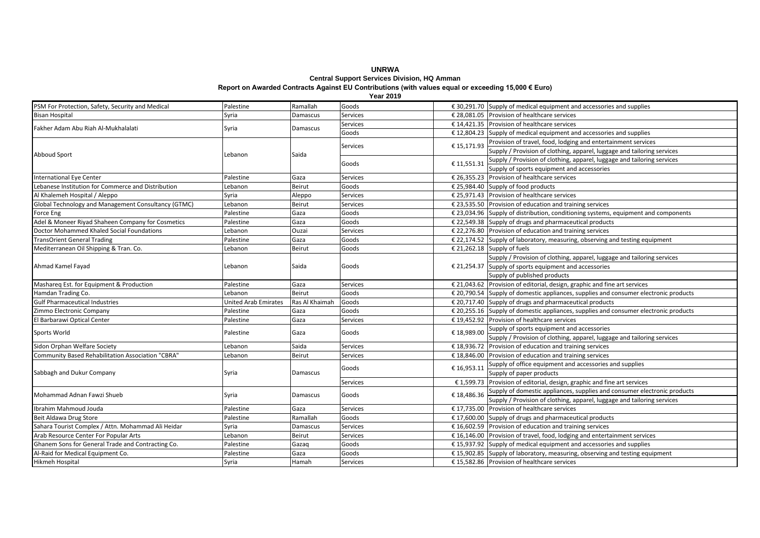# UNRWA

## Central Support Services Division, HQ Amman

### Report on Awarded Contracts Against EU Contributions (with values equal or exceeding 15,000 € Euro)

**Year 2019**

| | | | | | |
|---|---|---|---|---|---|
| PSM For Protection, Safety, Security and Medical | Palestine | Ramallah | Goods | € 30,291.70 | Supply of medical equipment and accessories and supplies |
| Bisan Hospital | Syria | Damascus | Services | € 28,081.05 | Provision of healthcare services |
| Fakher Adam Abu Riah Al-Mukhalalati | Syria | Damascus | Services | € 14,421.35 | Provision of healthcare services |
| | | | Goods | € 12,804.23 | Supply of medical equipment and accessories and supplies |
| Abboud Sport | Lebanon | Saida | Services | € 15,171.93 | Provision of travel, food, lodging and entertainment services |
| | | | | | Supply / Provision of clothing, apparel, luggage and tailoring services |
| | | | Goods | € 11,551.31 | Supply / Provision of clothing, apparel, luggage and tailoring services |
| | | | | | Supply of sports equipment and accessories |
| International Eye Center | Palestine | Gaza | Services | € 26,355.23 | Provision of healthcare services |
| Lebanese Institution for Commerce and Distribution | Lebanon | Beirut | Goods | € 25,984.40 | Supply of food products |
| Al Khalemeh Hospital / Aleppo | Syria | Aleppo | Services | € 25,971.43 | Provision of healthcare services |
| Global Technology and Management Consultancy (GTMC) | Lebanon | Beirut | Services | € 23,535.50 | Provision of education and training services |
| Force Eng | Palestine | Gaza | Goods | € 23,034.96 | Supply of distribution, conditioning systems, equipment and components |
| Adel & Moneer Riyad Shaheen Company for Cosmetics | Palestine | Gaza | Goods | € 22,549.38 | Supply of drugs and pharmaceutical products |
| Doctor Mohammed Khaled Social Foundations | Lebanon | Ouzai | Services | € 22,276.80 | Provision of education and training services |
| TransOrient General Trading | Palestine | Gaza | Goods | € 22,174.52 | Supply of laboratory, measuring, observing and testing equipment |
| Mediterranean Oil Shipping & Tran. Co. | Lebanon | Beirut | Goods | € 21,262.18 | Supply of fuels |
| Ahmad Kamel Fayad | Lebanon | Saida | Goods | € 21,254.37 | Supply / Provision of clothing, apparel, luggage and tailoring services |
| | | | | | Supply of sports equipment and accessories |
| | | | | | Supply of published products |
| Mashareq Est. for Equipment & Production | Palestine | Gaza | Services | € 21,043.62 | Provision of editorial, design, graphic and fine art services |
| Hamdan Trading Co. | Lebanon | Beirut | Goods | € 20,790.54 | Supply of domestic appliances, supplies and consumer electronic products |
| Gulf Pharmaceutical Industries | United Arab Emirates | Ras Al Khaimah | Goods | € 20,717.40 | Supply of drugs and pharmaceutical products |
| Zimmo Electronic Company | Palestine | Gaza | Goods | € 20,255.16 | Supply of domestic appliances, supplies and consumer electronic products |
| El Barbarawi Optical Center | Palestine | Gaza | Services | € 19,452.92 | Provision of healthcare services |
| Sports World | Palestine | Gaza | Goods | € 18,989.00 | Supply of sports equipment and accessories |
| | | | | | Supply / Provision of clothing, apparel, luggage and tailoring services |
| Sidon Orphan Welfare Society | Lebanon | Saida | Services | € 18,936.72 | Provision of education and training services |
| Community Based Rehabilitation Association "CBRA" | Lebanon | Beirut | Services | € 18,846.00 | Provision of education and training services |
| Sabbagh and Dukur Company | Syria | Damascus | Goods | € 16,953.11 | Supply of office equipment and accessories and supplies |
| | | | | | Supply of paper products |
| | | | Services | € 1,599.73 | Provision of editorial, design, graphic and fine art services |
| Mohammad Adnan Fawzi Shueb | Syria | Damascus | Goods | € 18,486.36 | Supply of domestic appliances, supplies and consumer electronic products |
| | | | | | Supply / Provision of clothing, apparel, luggage and tailoring services |
| Ibrahim Mahmoud Jouda | Palestine | Gaza | Services | € 17,735.00 | Provision of healthcare services |
| Beit Aldawa Drug Store | Palestine | Ramallah | Goods | € 17,600.00 | Supply of drugs and pharmaceutical products |
| Sahara Tourist Complex / Attn. Mohammad Ali Heidar | Syria | Damascus | Services | € 16,602.59 | Provision of education and training services |
| Arab Resource Center For Popular Arts | Lebanon | Beirut | Services | € 16,146.00 | Provision of travel, food, lodging and entertainment services |
| Ghanem Sons for General Trade and Contracting Co. | Palestine | Gazaq | Goods | € 15,937.92 | Supply of medical equipment and accessories and supplies |
| Al-Raid for Medical Equipment Co. | Palestine | Gaza | Goods | € 15,902.85 | Supply of laboratory, measuring, observing and testing equipment |
| Hikmeh Hospital | Syria | Hamah | Services | € 15,582.86 | Provision of healthcare services |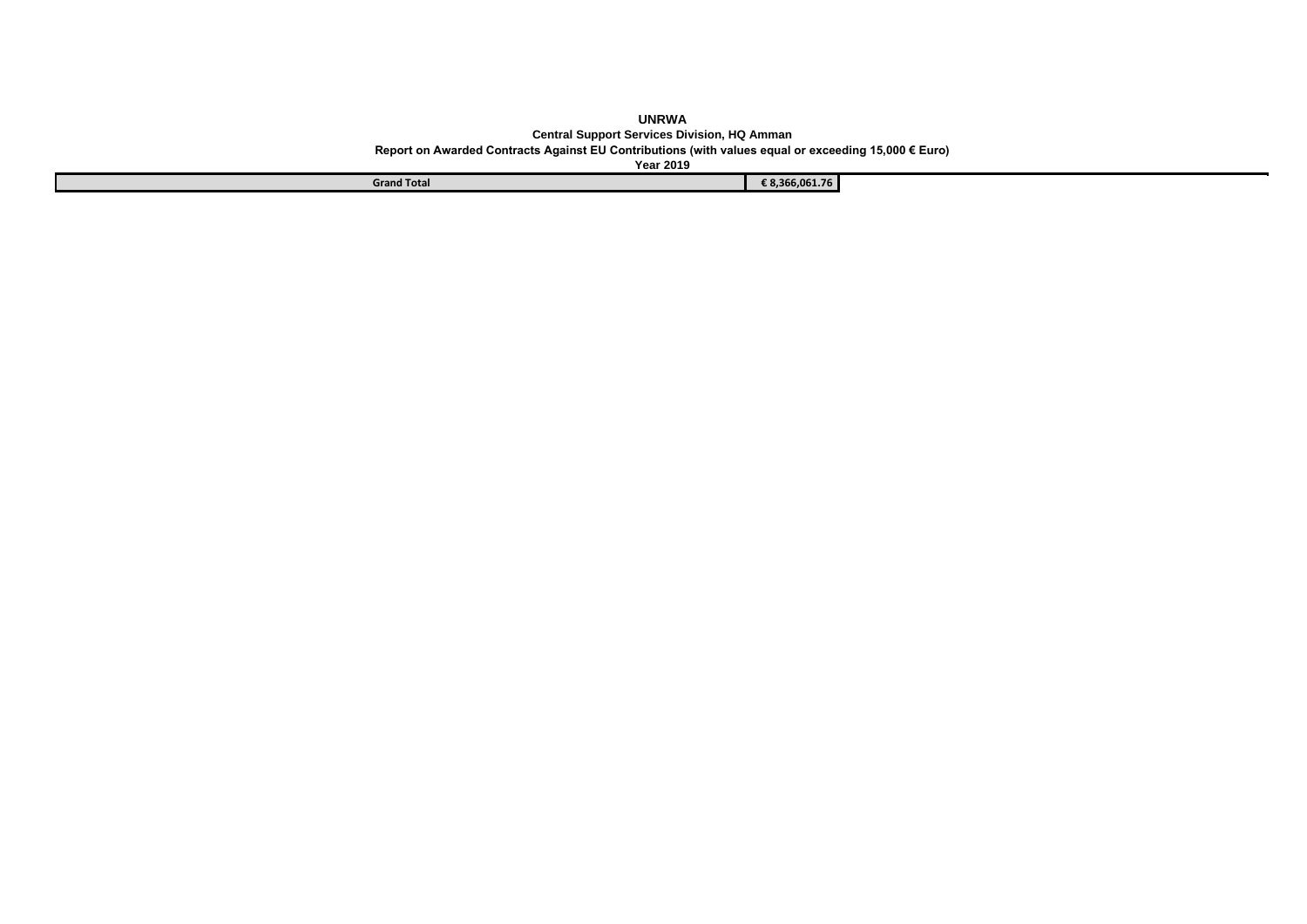**UNRWA**

**Central Support Services Division, HQ Amman**

**Report on Awarded Contracts Against EU Contributions (with values equal or exceeding 15,000 € Euro)**

**Year 2019**

| | |
|---|---|
| **Grand Total** | **€ 8,366,061.76** |